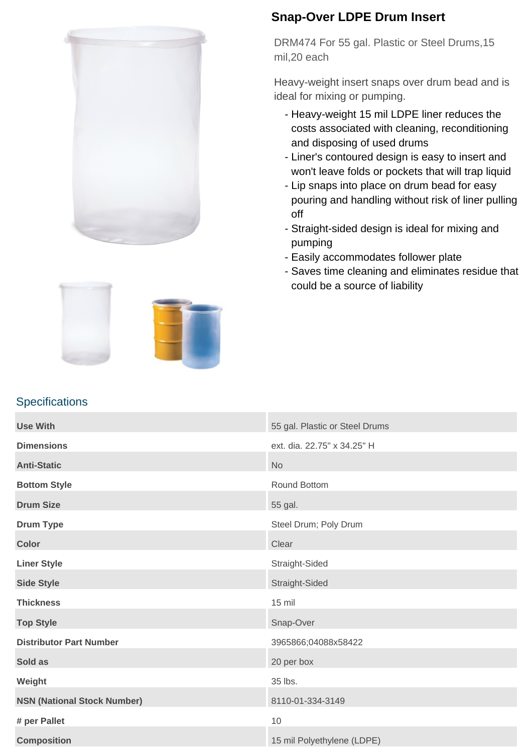# Snap-Over LDPE Drum Insert

DRM474 For 55 gal. Plastic or Steel Drums,15 mil,20 each

Heavy-weight insert snaps over drum bead and is ideal for mixing or pumping.

- Heavy-weight 15 mil LDPE liner reduces the costs associated with cleaning, reconditioning and disposing of used drums
- Liner's contoured design is easy to insert and won't leave folds or pockets that will trap liquid
- Lip snaps into place on drum bead for easy pouring and handling without risk of liner pulling off
- Straight-sided design is ideal for mixing and pumping
- Easily accommodates follower plate
- Saves time cleaning and eliminates residue that could be a source of liability

## Specifications

| | |
|---|---|
| **Use With** | 55 gal. Plastic or Steel Drums |
| **Dimensions** | ext. dia. 22.75" x 34.25" H |
| **Anti-Static** | No |
| **Bottom Style** | Round Bottom |
| **Drum Size** | 55 gal. |
| **Drum Type** | Steel Drum; Poly Drum |
| **Color** | Clear |
| **Liner Style** | Straight-Sided |
| **Side Style** | Straight-Sided |
| **Thickness** | 15 mil |
| **Top Style** | Snap-Over |
| **Distributor Part Number** | 3965866;04088x58422 |
| **Sold as** | 20 per box |
| **Weight** | 35 lbs. |
| **NSN (National Stock Number)** | 8110-01-334-3149 |
| **# per Pallet** | 10 |
| **Composition** | 15 mil Polyethylene (LDPE) |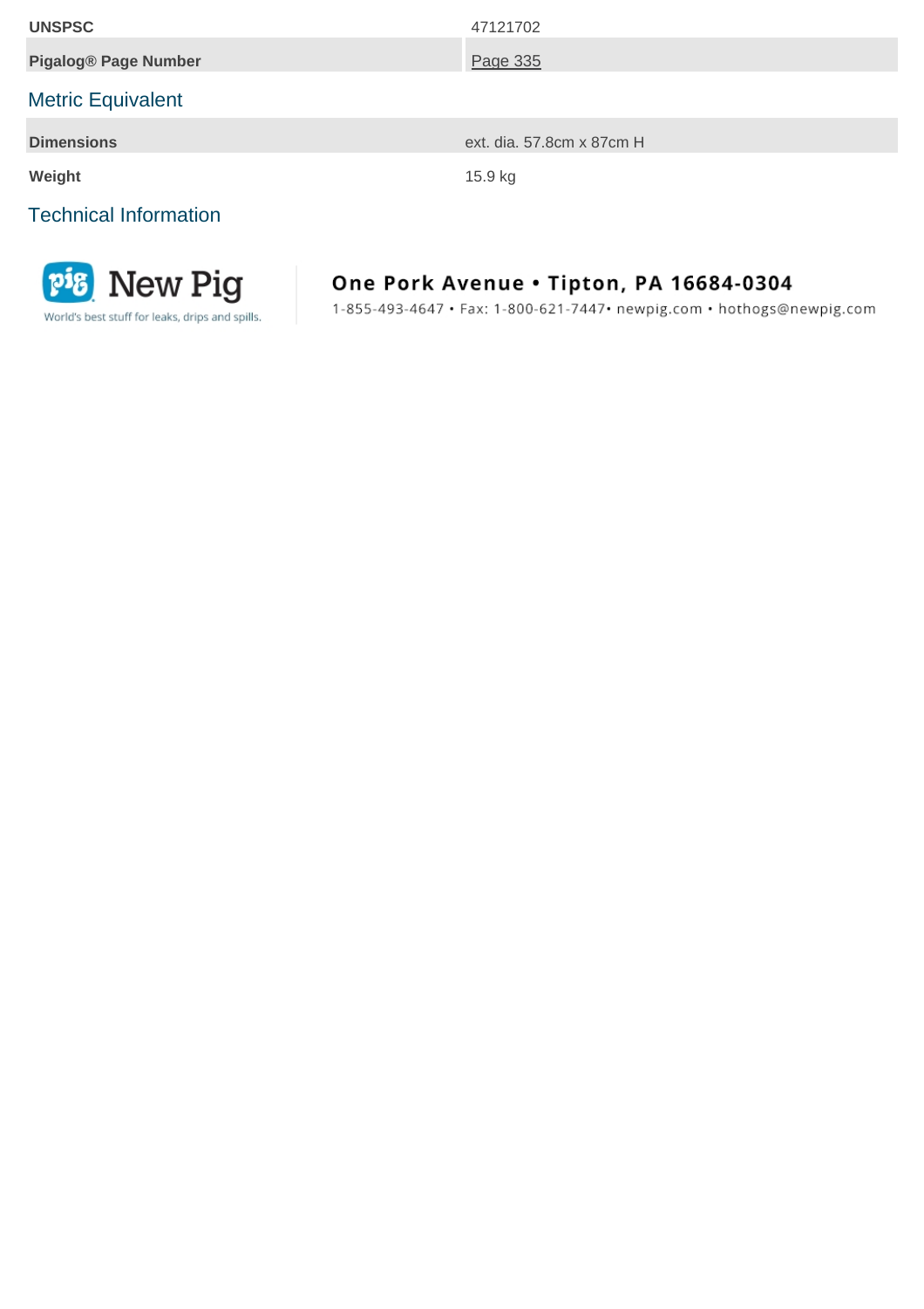| | |
|---|---|
| **UNSPSC** | 47121702 |
| **Pigalog® Page Number** | Page 335 |

## Metric Equivalent

| | |
|---|---|
| **Dimensions** | ext. dia. 57.8cm x 87cm H |
| **Weight** | 15.9 kg |

## Technical Information

New Pig
World's best stuff for leaks, drips and spills.

**One Pork Avenue • Tipton, PA 16684-0304**
1-855-493-4647 • Fax: 1-800-621-7447• newpig.com • hothogs@newpig.com